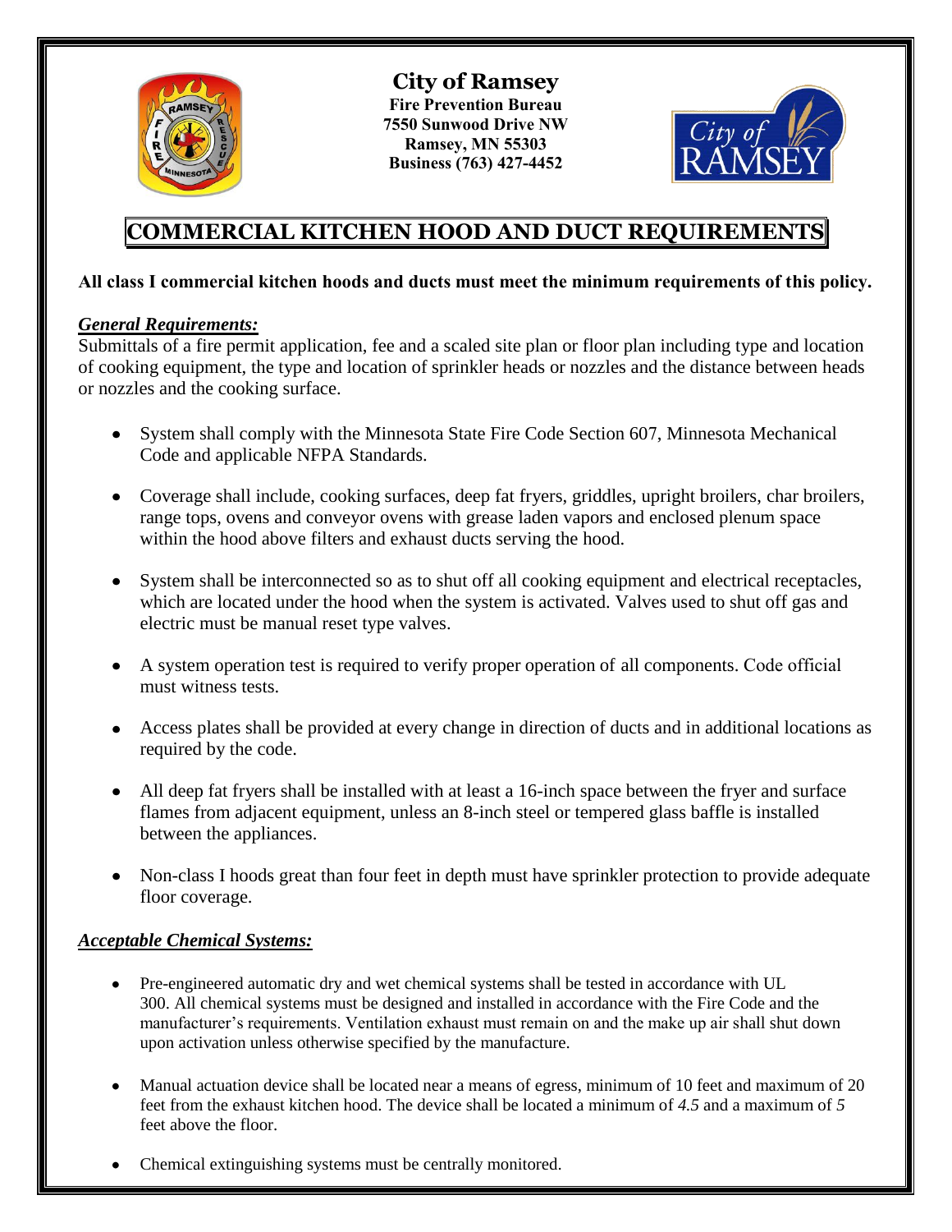**City of Ramsey**
**Fire Prevention Bureau**
**7550 Sunwood Drive NW**
**Ramsey, MN 55303**
**Business (763) 427-4452**

# COMMERCIAL KITCHEN HOOD AND DUCT REQUIREMENTS

**All class I commercial kitchen hoods and ducts must meet the minimum requirements of this policy.**

***General Requirements:***

Submittals of a fire permit application, fee and a scaled site plan or floor plan including type and location of cooking equipment, the type and location of sprinkler heads or nozzles and the distance between heads or nozzles and the cooking surface.

- System shall comply with the Minnesota State Fire Code Section 607, Minnesota Mechanical Code and applicable NFPA Standards.
- Coverage shall include, cooking surfaces, deep fat fryers, griddles, upright broilers, char broilers, range tops, ovens and conveyor ovens with grease laden vapors and enclosed plenum space within the hood above filters and exhaust ducts serving the hood.
- System shall be interconnected so as to shut off all cooking equipment and electrical receptacles, which are located under the hood when the system is activated. Valves used to shut off gas and electric must be manual reset type valves.
- A system operation test is required to verify proper operation of all components. Code official must witness tests.
- Access plates shall be provided at every change in direction of ducts and in additional locations as required by the code.
- All deep fat fryers shall be installed with at least a 16-inch space between the fryer and surface flames from adjacent equipment, unless an 8-inch steel or tempered glass baffle is installed between the appliances.
- Non-class I hoods great than four feet in depth must have sprinkler protection to provide adequate floor coverage.

***Acceptable Chemical Systems:***

- Pre-engineered automatic dry and wet chemical systems shall be tested in accordance with UL 300. All chemical systems must be designed and installed in accordance with the Fire Code and the manufacturer's requirements. Ventilation exhaust must remain on and the make up air shall shut down upon activation unless otherwise specified by the manufacture.
- Manual actuation device shall be located near a means of egress, minimum of 10 feet and maximum of 20 feet from the exhaust kitchen hood. The device shall be located a minimum of *4.5* and a maximum of *5* feet above the floor.
- Chemical extinguishing systems must be centrally monitored.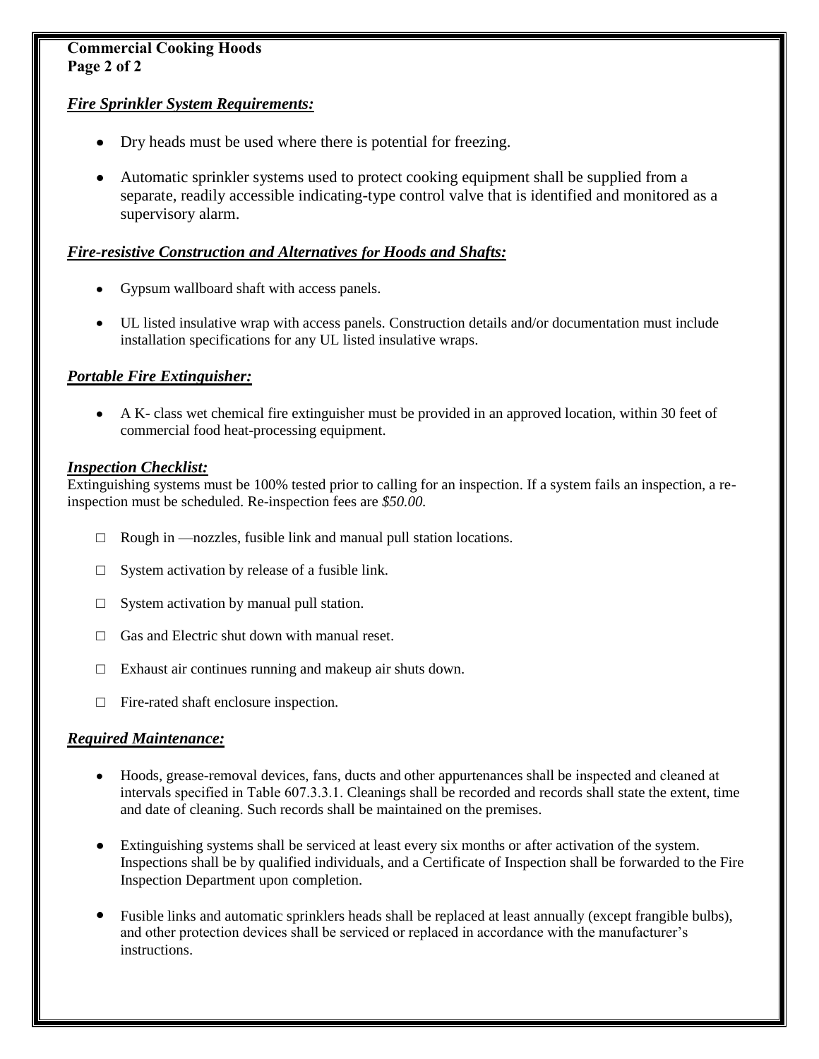## *Fire Sprinkler System Requirements:*

- Dry heads must be used where there is potential for freezing.
- Automatic sprinkler systems used to protect cooking equipment shall be supplied from a separate, readily accessible indicating-type control valve that is identified and monitored as a supervisory alarm.

## *Fire-resistive Construction and Alternatives for Hoods and Shafts:*

- Gypsum wallboard shaft with access panels.
- UL listed insulative wrap with access panels. Construction details and/or documentation must include installation specifications for any UL listed insulative wraps.

## *Portable Fire Extinguisher:*

- A K- class wet chemical fire extinguisher must be provided in an approved location, within 30 feet of commercial food heat-processing equipment.

## *Inspection Checklist:*

Extinguishing systems must be 100% tested prior to calling for an inspection. If a system fails an inspection, a re-inspection must be scheduled. Re-inspection fees are *$50.00.*

- □ Rough in —nozzles, fusible link and manual pull station locations.
- □ System activation by release of a fusible link.
- □ System activation by manual pull station.
- □ Gas and Electric shut down with manual reset.
- □ Exhaust air continues running and makeup air shuts down.
- □ Fire-rated shaft enclosure inspection.

## *Required Maintenance:*

- Hoods, grease-removal devices, fans, ducts and other appurtenances shall be inspected and cleaned at intervals specified in Table 607.3.3.1. Cleanings shall be recorded and records shall state the extent, time and date of cleaning. Such records shall be maintained on the premises.
- Extinguishing systems shall be serviced at least every six months or after activation of the system. Inspections shall be by qualified individuals, and a Certificate of Inspection shall be forwarded to the Fire Inspection Department upon completion.
- Fusible links and automatic sprinklers heads shall be replaced at least annually (except frangible bulbs), and other protection devices shall be serviced or replaced in accordance with the manufacturer's instructions.